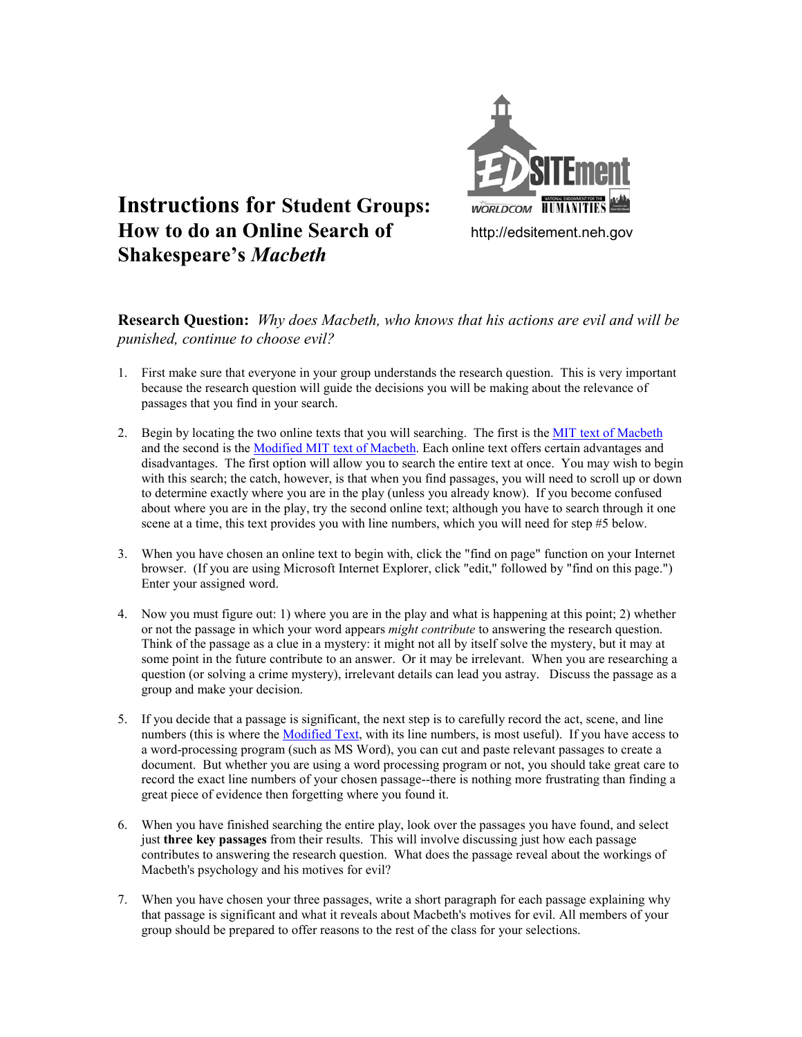# Instructions for Student Groups: How to do an Online Search of Shakespeare's *Macbeth*

http://edsitement.neh.gov

**Research Question:** *Why does Macbeth, who knows that his actions are evil and will be punished, continue to choose evil?*

1. First make sure that everyone in your group understands the research question. This is very important because the research question will guide the decisions you will be making about the relevance of passages that you find in your search.

2. Begin by locating the two online texts that you will searching. The first is the MIT text of Macbeth and the second is the Modified MIT text of Macbeth. Each online text offers certain advantages and disadvantages. The first option will allow you to search the entire text at once. You may wish to begin with this search; the catch, however, is that when you find passages, you will need to scroll up or down to determine exactly where you are in the play (unless you already know). If you become confused about where you are in the play, try the second online text; although you have to search through it one scene at a time, this text provides you with line numbers, which you will need for step #5 below.

3. When you have chosen an online text to begin with, click the "find on page" function on your Internet browser. (If you are using Microsoft Internet Explorer, click "edit," followed by "find on this page.") Enter your assigned word.

4. Now you must figure out: 1) where you are in the play and what is happening at this point; 2) whether or not the passage in which your word appears *might contribute* to answering the research question. Think of the passage as a clue in a mystery: it might not all by itself solve the mystery, but it may at some point in the future contribute to an answer. Or it may be irrelevant. When you are researching a question (or solving a crime mystery), irrelevant details can lead you astray. Discuss the passage as a group and make your decision.

5. If you decide that a passage is significant, the next step is to carefully record the act, scene, and line numbers (this is where the Modified Text, with its line numbers, is most useful). If you have access to a word-processing program (such as MS Word), you can cut and paste relevant passages to create a document. But whether you are using a word processing program or not, you should take great care to record the exact line numbers of your chosen passage--there is nothing more frustrating than finding a great piece of evidence then forgetting where you found it.

6. When you have finished searching the entire play, look over the passages you have found, and select just **three key passages** from their results. This will involve discussing just how each passage contributes to answering the research question. What does the passage reveal about the workings of Macbeth's psychology and his motives for evil?

7. When you have chosen your three passages, write a short paragraph for each passage explaining why that passage is significant and what it reveals about Macbeth's motives for evil. All members of your group should be prepared to offer reasons to the rest of the class for your selections.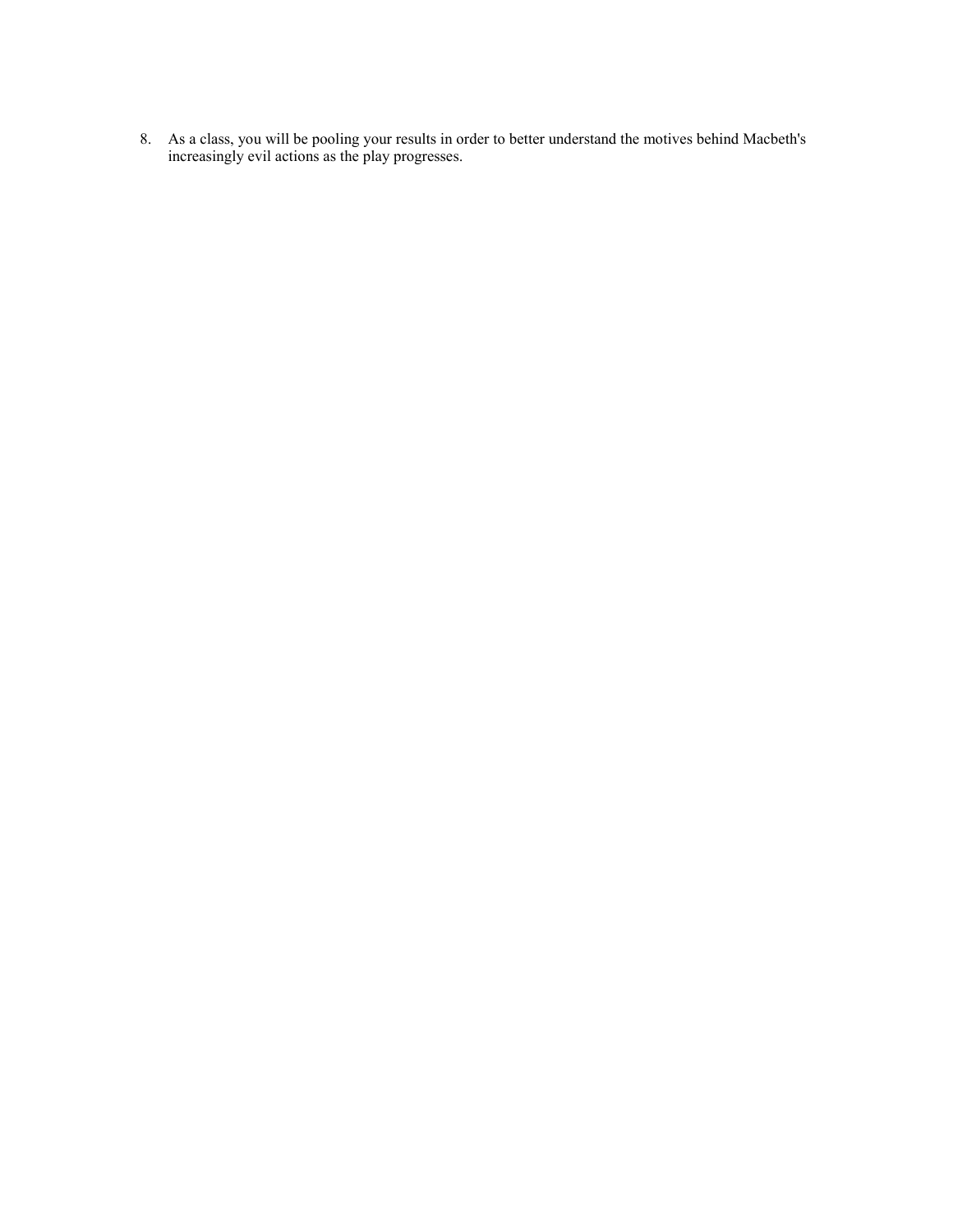8. As a class, you will be pooling your results in order to better understand the motives behind Macbeth's increasingly evil actions as the play progresses.